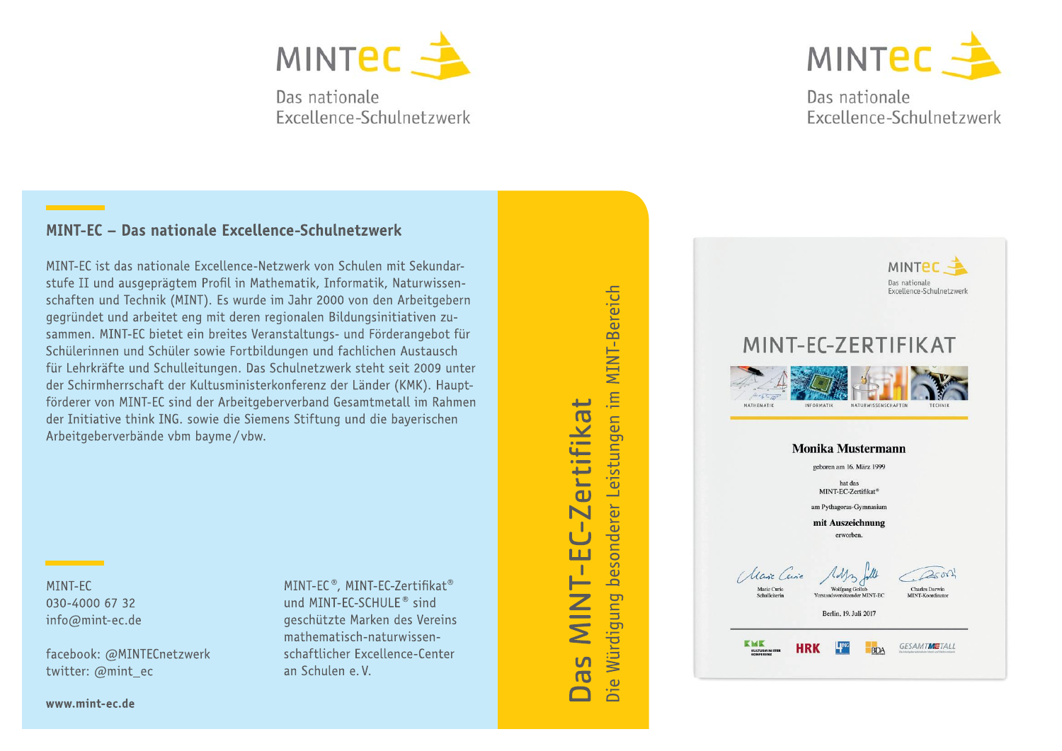MINTec

Das nationale Excellence-Schulnetzwerk

MINTec

Das nationale Excellence-Schulnetzwerk

## MINT-EC – Das nationale Excellence-Schulnetzwerk

MINT-EC ist das nationale Excellence-Netzwerk von Schulen mit Sekundarstufe II und ausgeprägtem Profil in Mathematik, Informatik, Naturwissenschaften und Technik (MINT). Es wurde im Jahr 2000 von den Arbeitgebern gegründet und arbeitet eng mit deren regionalen Bildungsinitiativen zusammen. MINT-EC bietet ein breites Veranstaltungs- und Förderangebot für Schülerinnen und Schüler sowie Fortbildungen und fachlichen Austausch für Lehrkräfte und Schulleitungen. Das Schulnetzwerk steht seit 2009 unter der Schirmherrschaft der Kultusministerkonferenz der Länder (KMK). Hauptförderer von MINT-EC sind der Arbeitgeberverband Gesamtmetall im Rahmen der Initiative think ING. sowie die Siemens Stiftung und die bayerischen Arbeitgeberverbände vbm bayme / vbw.

MINT-EC
030-4000 67 32
info@mint-ec.de

facebook: @MINTECnetzwerk
twitter: @mint_ec

**www.mint-ec.de**

MINT-EC®, MINT-EC-Zertifikat® und MINT-EC-SCHULE® sind geschützte Marken des Vereins mathematisch-naturwissenschaftlicher Excellence-Center an Schulen e. V.

# Das MINT-EC-Zertifikat

Die Würdigung besonderer Leistungen im MINT-Bereich

MINTec
Das nationale Excellence-Schulnetzwerk

MINT-EC-ZERTIFIKAT

MATHEMATIK INFORMATIK NATURWISSENSCHAFTEN TECHNIK

**Monika Mustermann**

geboren am 16. März 1999

hat das
MINT-EC-Zertifikat®

am Pythagoras-Gymnasium

**mit Auszeichnung**

erworben.

Marie Curie, Schulleiterin — Wolfgang Gollub, Vorstandsvorsitzender MINT-EC — Charles Darwin, MINT-Koordinator

Berlin, 19. Juli 2017

KMK Kultusministerkonferenz — HRK — VDI — BDA — GESAMTMETALL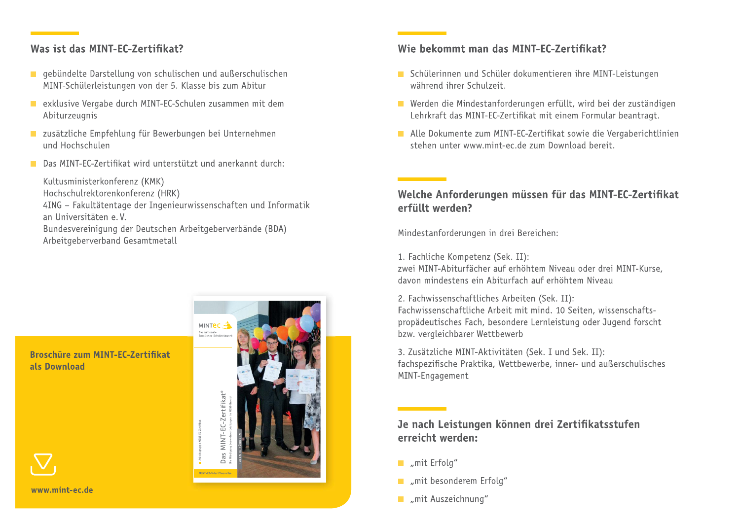## Was ist das MINT-EC-Zertifikat?

- gebündelte Darstellung von schulischen und außerschulischen MINT-Schülerleistungen von der 5. Klasse bis zum Abitur
- exklusive Vergabe durch MINT-EC-Schulen zusammen mit dem Abiturzeugnis
- zusätzliche Empfehlung für Bewerbungen bei Unternehmen und Hochschulen
- Das MINT-EC-Zertifikat wird unterstützt und anerkannt durch:

  Kultusministerkonferenz (KMK)
  Hochschulrektorenkonferenz (HRK)
  4ING – Fakultätentage der Ingenieurwissenschaften und Informatik an Universitäten e. V.
  Bundesvereinigung der Deutschen Arbeitgeberverbände (BDA)
  Arbeitgeberverband Gesamtmetall

**Broschüre zum MINT-EC-Zertifikat als Download**

www.mint-ec.de

## Wie bekommt man das MINT-EC-Zertifikat?

- Schülerinnen und Schüler dokumentieren ihre MINT-Leistungen während ihrer Schulzeit.
- Werden die Mindestanforderungen erfüllt, wird bei der zuständigen Lehrkraft das MINT-EC-Zertifikat mit einem Formular beantragt.
- Alle Dokumente zum MINT-EC-Zertifikat sowie die Vergaberichtlinien stehen unter www.mint-ec.de zum Download bereit.

## Welche Anforderungen müssen für das MINT-EC-Zertifikat erfüllt werden?

Mindestanforderungen in drei Bereichen:

1. Fachliche Kompetenz (Sek. II):
zwei MINT-Abiturfächer auf erhöhtem Niveau oder drei MINT-Kurse, davon mindestens ein Abiturfach auf erhöhtem Niveau

2. Fachwissenschaftliches Arbeiten (Sek. II):
Fachwissenschaftliche Arbeit mit mind. 10 Seiten, wissenschaftspropädeutisches Fach, besondere Lernleistung oder Jugend forscht bzw. vergleichbarer Wettbewerb

3. Zusätzliche MINT-Aktivitäten (Sek. I und Sek. II):
fachspezifische Praktika, Wettbewerbe, inner- und außerschulisches MINT-Engagement

## Je nach Leistungen können drei Zertifikatsstufen erreicht werden:

- „mit Erfolg“
- „mit besonderem Erfolg“
- „mit Auszeichnung“